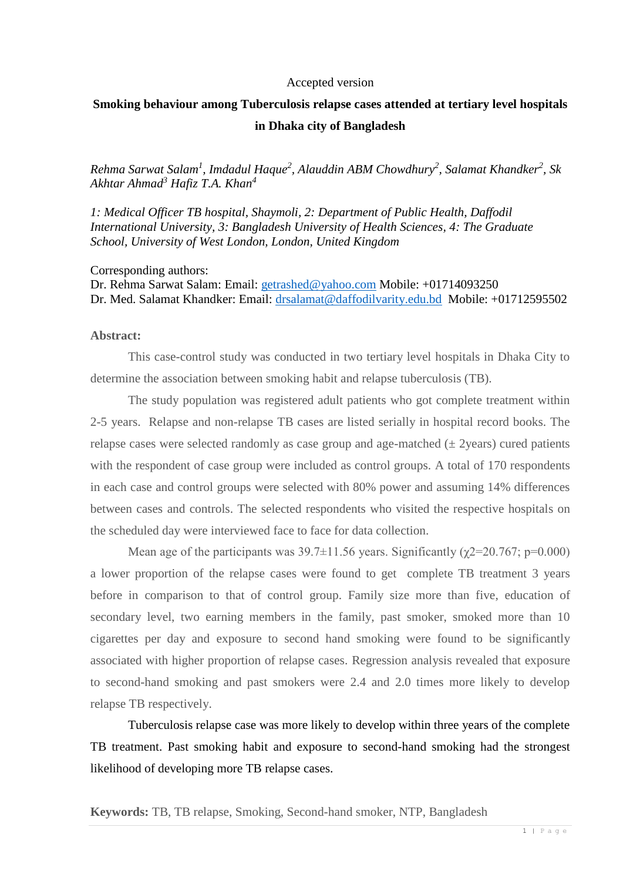Accepted version

# Smoking behaviour among Tuberculosis relapse cases attended at tertiary level hospitals in Dhaka city of Bangladesh

*Rehma Sarwat Salam[1], Imdadul Haque[2], Alauddin ABM Chowdhury[2], Salamat Khandker[2], Sk Akhtar Ahmad[3] Hafiz T.A. Khan[4]*

*1: Medical Officer TB hospital, Shaymoli, 2: Department of Public Health, Daffodil International University, 3: Bangladesh University of Health Sciences, 4: The Graduate School, University of West London, London, United Kingdom*

Corresponding authors:
Dr. Rehma Sarwat Salam: Email: getrashed@yahoo.com Mobile: +01714093250
Dr. Med. Salamat Khandker: Email: drsalamat@daffodilvarity.edu.bd Mobile: +01712595502

**Abstract:**

This case-control study was conducted in two tertiary level hospitals in Dhaka City to determine the association between smoking habit and relapse tuberculosis (TB).

The study population was registered adult patients who got complete treatment within 2-5 years. Relapse and non-relapse TB cases are listed serially in hospital record books. The relapse cases were selected randomly as case group and age-matched (± 2years) cured patients with the respondent of case group were included as control groups. A total of 170 respondents in each case and control groups were selected with 80% power and assuming 14% differences between cases and controls. The selected respondents who visited the respective hospitals on the scheduled day were interviewed face to face for data collection.

Mean age of the participants was 39.7±11.56 years. Significantly ($\chi^2$=20.767; p=0.000) a lower proportion of the relapse cases were found to get complete TB treatment 3 years before in comparison to that of control group. Family size more than five, education of secondary level, two earning members in the family, past smoker, smoked more than 10 cigarettes per day and exposure to second hand smoking were found to be significantly associated with higher proportion of relapse cases. Regression analysis revealed that exposure to second-hand smoking and past smokers were 2.4 and 2.0 times more likely to develop relapse TB respectively.

Tuberculosis relapse case was more likely to develop within three years of the complete TB treatment. Past smoking habit and exposure to second-hand smoking had the strongest likelihood of developing more TB relapse cases.

**Keywords:** TB, TB relapse, Smoking, Second-hand smoker, NTP, Bangladesh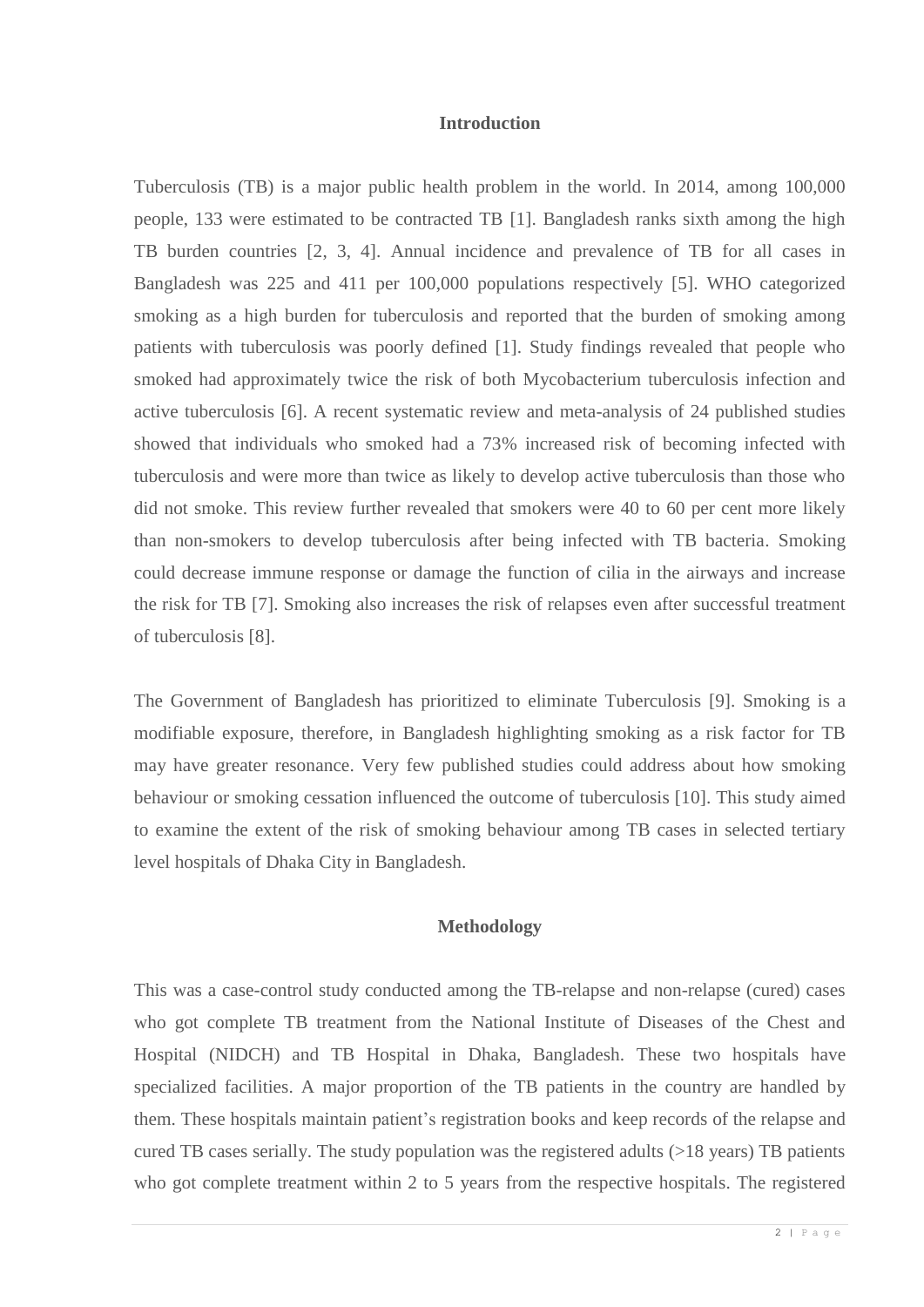## Introduction

Tuberculosis (TB) is a major public health problem in the world. In 2014, among 100,000 people, 133 were estimated to be contracted TB [1]. Bangladesh ranks sixth among the high TB burden countries [2, 3, 4]. Annual incidence and prevalence of TB for all cases in Bangladesh was 225 and 411 per 100,000 populations respectively [5]. WHO categorized smoking as a high burden for tuberculosis and reported that the burden of smoking among patients with tuberculosis was poorly defined [1]. Study findings revealed that people who smoked had approximately twice the risk of both Mycobacterium tuberculosis infection and active tuberculosis [6]. A recent systematic review and meta-analysis of 24 published studies showed that individuals who smoked had a 73% increased risk of becoming infected with tuberculosis and were more than twice as likely to develop active tuberculosis than those who did not smoke. This review further revealed that smokers were 40 to 60 per cent more likely than non-smokers to develop tuberculosis after being infected with TB bacteria. Smoking could decrease immune response or damage the function of cilia in the airways and increase the risk for TB [7]. Smoking also increases the risk of relapses even after successful treatment of tuberculosis [8].

The Government of Bangladesh has prioritized to eliminate Tuberculosis [9]. Smoking is a modifiable exposure, therefore, in Bangladesh highlighting smoking as a risk factor for TB may have greater resonance. Very few published studies could address about how smoking behaviour or smoking cessation influenced the outcome of tuberculosis [10]. This study aimed to examine the extent of the risk of smoking behaviour among TB cases in selected tertiary level hospitals of Dhaka City in Bangladesh.

## Methodology

This was a case-control study conducted among the TB-relapse and non-relapse (cured) cases who got complete TB treatment from the National Institute of Diseases of the Chest and Hospital (NIDCH) and TB Hospital in Dhaka, Bangladesh. These two hospitals have specialized facilities. A major proportion of the TB patients in the country are handled by them. These hospitals maintain patient's registration books and keep records of the relapse and cured TB cases serially. The study population was the registered adults (>18 years) TB patients who got complete treatment within 2 to 5 years from the respective hospitals. The registered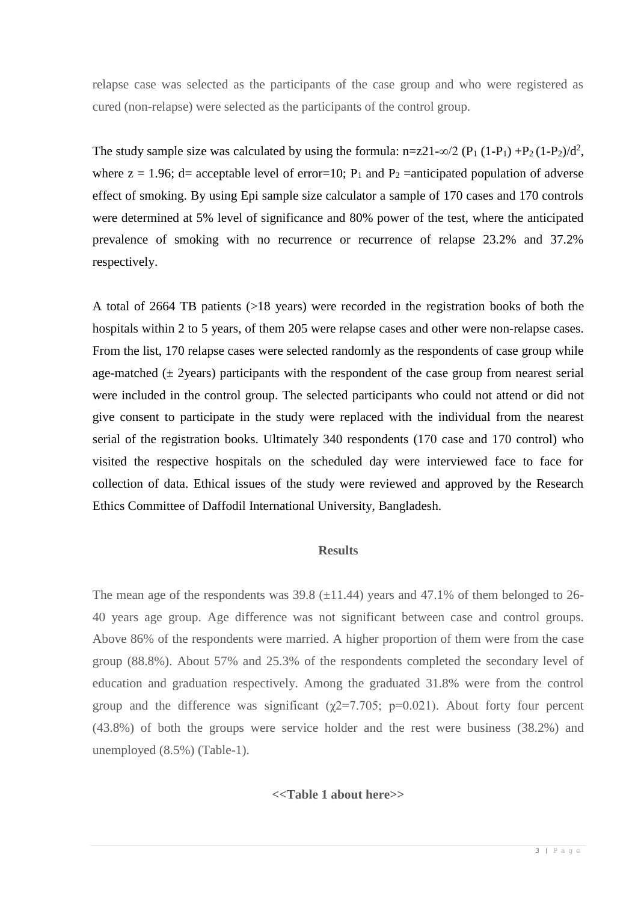relapse case was selected as the participants of the case group and who were registered as cured (non-relapse) were selected as the participants of the control group.

The study sample size was calculated by using the formula: $n=z21\text{-}\infty/2\ (P_1\ (1\text{-}P_1)\ +P_2\ (1\text{-}P_2)/d^2$, where z = 1.96; d= acceptable level of error=10; $P_1$ and $P_2$ =anticipated population of adverse effect of smoking. By using Epi sample size calculator a sample of 170 cases and 170 controls were determined at 5% level of significance and 80% power of the test, where the anticipated prevalence of smoking with no recurrence or recurrence of relapse 23.2% and 37.2% respectively.

A total of 2664 TB patients (>18 years) were recorded in the registration books of both the hospitals within 2 to 5 years, of them 205 were relapse cases and other were non-relapse cases. From the list, 170 relapse cases were selected randomly as the respondents of case group while age-matched (± 2years) participants with the respondent of the case group from nearest serial were included in the control group. The selected participants who could not attend or did not give consent to participate in the study were replaced with the individual from the nearest serial of the registration books. Ultimately 340 respondents (170 case and 170 control) who visited the respective hospitals on the scheduled day were interviewed face to face for collection of data. Ethical issues of the study were reviewed and approved by the Research Ethics Committee of Daffodil International University, Bangladesh.

## Results

The mean age of the respondents was 39.8 (±11.44) years and 47.1% of them belonged to 26-40 years age group. Age difference was not significant between case and control groups. Above 86% of the respondents were married. A higher proportion of them were from the case group (88.8%). About 57% and 25.3% of the respondents completed the secondary level of education and graduation respectively. Among the graduated 31.8% were from the control group and the difference was significant ($\chi2=7.705$; $p=0.021$). About forty four percent (43.8%) of both the groups were service holder and the rest were business (38.2%) and unemployed (8.5%) (Table-1).

**<<Table 1 about here>>**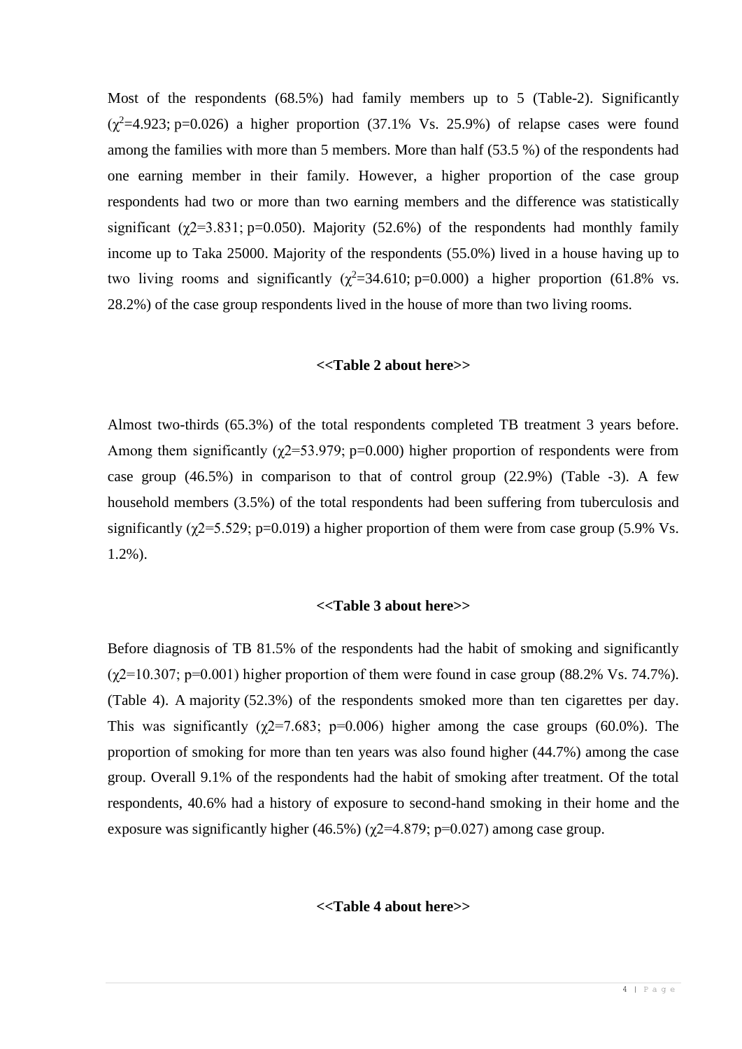Most of the respondents (68.5%) had family members up to 5 (Table-2). Significantly ($\chi^2$=4.923; p=0.026) a higher proportion (37.1% Vs. 25.9%) of relapse cases were found among the families with more than 5 members. More than half (53.5 %) of the respondents had one earning member in their family. However, a higher proportion of the case group respondents had two or more than two earning members and the difference was statistically significant ($\chi$2=3.831; p=0.050). Majority (52.6%) of the respondents had monthly family income up to Taka 25000. Majority of the respondents (55.0%) lived in a house having up to two living rooms and significantly ($\chi^2$=34.610; p=0.000) a higher proportion (61.8% vs. 28.2%) of the case group respondents lived in the house of more than two living rooms.

**<<Table 2 about here>>**

Almost two-thirds (65.3%) of the total respondents completed TB treatment 3 years before. Among them significantly ($\chi$2=53.979; p=0.000) higher proportion of respondents were from case group (46.5%) in comparison to that of control group (22.9%) (Table -3). A few household members (3.5%) of the total respondents had been suffering from tuberculosis and significantly ($\chi$2=5.529; p=0.019) a higher proportion of them were from case group (5.9% Vs. 1.2%).

**<<Table 3 about here>>**

Before diagnosis of TB 81.5% of the respondents had the habit of smoking and significantly ($\chi$2=10.307; p=0.001) higher proportion of them were found in case group (88.2% Vs. 74.7%). (Table 4). A majority (52.3%) of the respondents smoked more than ten cigarettes per day. This was significantly ($\chi$2=7.683; p=0.006) higher among the case groups (60.0%). The proportion of smoking for more than ten years was also found higher (44.7%) among the case group. Overall 9.1% of the respondents had the habit of smoking after treatment. Of the total respondents, 40.6% had a history of exposure to second-hand smoking in their home and the exposure was significantly higher (46.5%) ($\chi$2=4.879; p=0.027) among case group.

**<<Table 4 about here>>**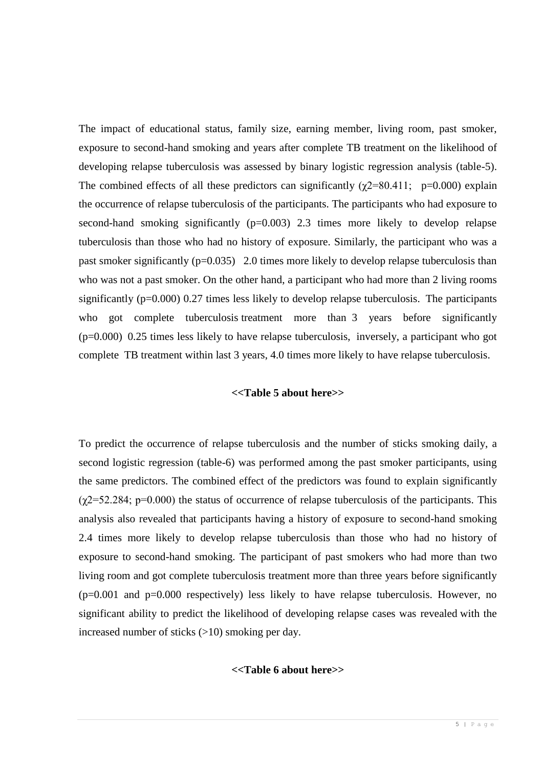The impact of educational status, family size, earning member, living room, past smoker, exposure to second-hand smoking and years after complete TB treatment on the likelihood of developing relapse tuberculosis was assessed by binary logistic regression analysis (table-5). The combined effects of all these predictors can significantly ($\chi^2=80.411$; $p=0.000$) explain the occurrence of relapse tuberculosis of the participants. The participants who had exposure to second-hand smoking significantly ($p=0.003$) 2.3 times more likely to develop relapse tuberculosis than those who had no history of exposure. Similarly, the participant who was a past smoker significantly ($p=0.035$) 2.0 times more likely to develop relapse tuberculosis than who was not a past smoker. On the other hand, a participant who had more than 2 living rooms significantly ($p=0.000$) 0.27 times less likely to develop relapse tuberculosis. The participants who got complete tuberculosis treatment more than 3 years before significantly ($p=0.000$) 0.25 times less likely to have relapse tuberculosis, inversely, a participant who got complete TB treatment within last 3 years, 4.0 times more likely to have relapse tuberculosis.

**<<Table 5 about here>>**

To predict the occurrence of relapse tuberculosis and the number of sticks smoking daily, a second logistic regression (table-6) was performed among the past smoker participants, using the same predictors. The combined effect of the predictors was found to explain significantly ($\chi^2=52.284$; $p=0.000$) the status of occurrence of relapse tuberculosis of the participants. This analysis also revealed that participants having a history of exposure to second-hand smoking 2.4 times more likely to develop relapse tuberculosis than those who had no history of exposure to second-hand smoking. The participant of past smokers who had more than two living room and got complete tuberculosis treatment more than three years before significantly ($p=0.001$ and $p=0.000$ respectively) less likely to have relapse tuberculosis. However, no significant ability to predict the likelihood of developing relapse cases was revealed with the increased number of sticks (>10) smoking per day.

**<<Table 6 about here>>**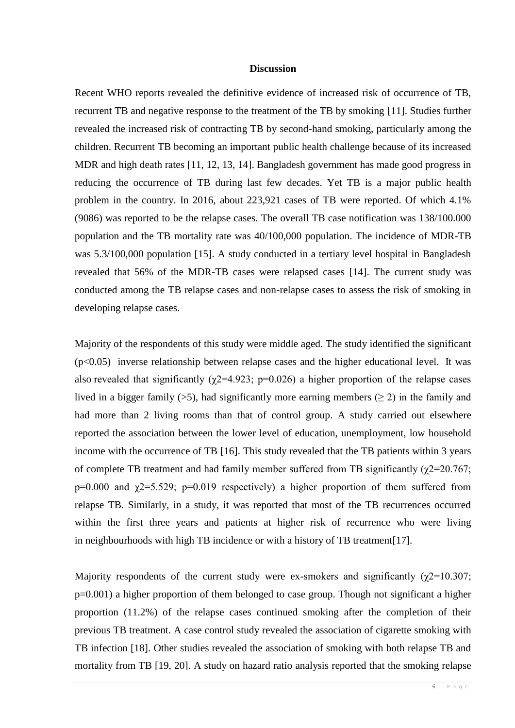## Discussion

Recent WHO reports revealed the definitive evidence of increased risk of occurrence of TB, recurrent TB and negative response to the treatment of the TB by smoking [11]. Studies further revealed the increased risk of contracting TB by second-hand smoking, particularly among the children. Recurrent TB becoming an important public health challenge because of its increased MDR and high death rates [11, 12, 13, 14]. Bangladesh government has made good progress in reducing the occurrence of TB during last few decades. Yet TB is a major public health problem in the country. In 2016, about 223,921 cases of TB were reported. Of which 4.1% (9086) was reported to be the relapse cases. The overall TB case notification was 138/100.000 population and the TB mortality rate was 40/100,000 population. The incidence of MDR-TB was 5.3/100,000 population [15]. A study conducted in a tertiary level hospital in Bangladesh revealed that 56% of the MDR-TB cases were relapsed cases [14]. The current study was conducted among the TB relapse cases and non-relapse cases to assess the risk of smoking in developing relapse cases.

Majority of the respondents of this study were middle aged. The study identified the significant ($p<0.05$) inverse relationship between relapse cases and the higher educational level. It was also revealed that significantly ($\chi^2=4.923$; $p=0.026$) a higher proportion of the relapse cases lived in a bigger family (>5), had significantly more earning members (≥ 2) in the family and had more than 2 living rooms than that of control group. A study carried out elsewhere reported the association between the lower level of education, unemployment, low household income with the occurrence of TB [16]. This study revealed that the TB patients within 3 years of complete TB treatment and had family member suffered from TB significantly ($\chi^2=20.767$; $p=0.000$ and $\chi^2=5.529$; $p=0.019$ respectively) a higher proportion of them suffered from relapse TB. Similarly, in a study, it was reported that most of the TB recurrences occurred within the first three years and patients at higher risk of recurrence who were living in neighbourhoods with high TB incidence or with a history of TB treatment[17].

Majority respondents of the current study were ex-smokers and significantly ($\chi^2=10.307$; $p=0.001$) a higher proportion of them belonged to case group. Though not significant a higher proportion (11.2%) of the relapse cases continued smoking after the completion of their previous TB treatment. A case control study revealed the association of cigarette smoking with TB infection [18]. Other studies revealed the association of smoking with both relapse TB and mortality from TB [19, 20]. A study on hazard ratio analysis reported that the smoking relapse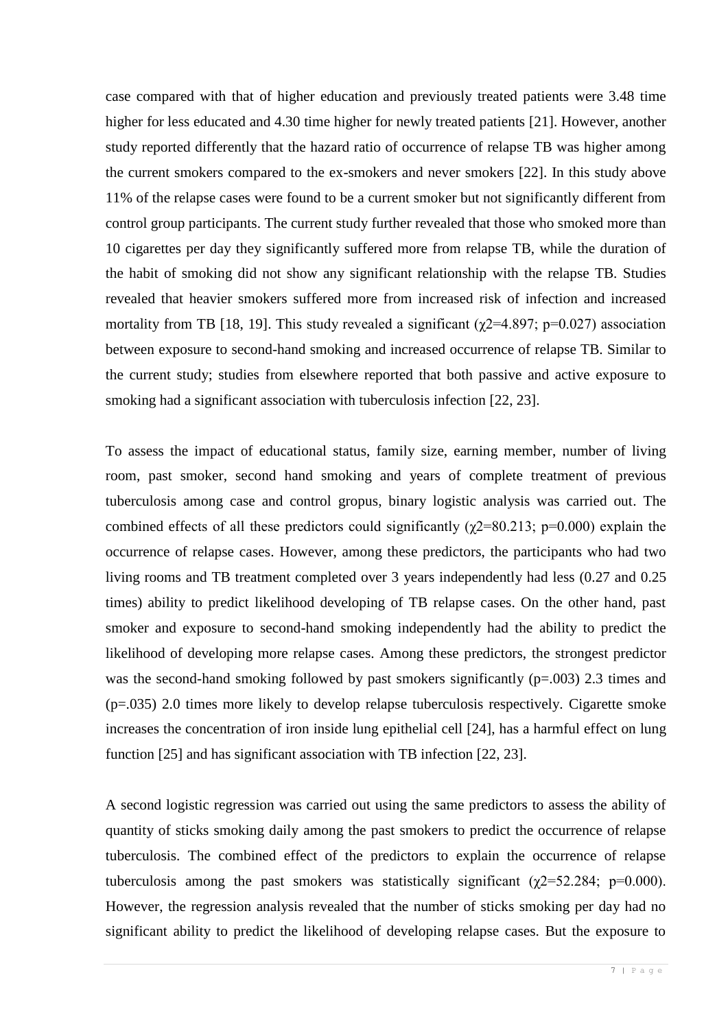case compared with that of higher education and previously treated patients were 3.48 time higher for less educated and 4.30 time higher for newly treated patients [21]. However, another study reported differently that the hazard ratio of occurrence of relapse TB was higher among the current smokers compared to the ex-smokers and never smokers [22]. In this study above 11% of the relapse cases were found to be a current smoker but not significantly different from control group participants. The current study further revealed that those who smoked more than 10 cigarettes per day they significantly suffered more from relapse TB, while the duration of the habit of smoking did not show any significant relationship with the relapse TB. Studies revealed that heavier smokers suffered more from increased risk of infection and increased mortality from TB [18, 19]. This study revealed a significant ($\chi2$=4.897; p=0.027) association between exposure to second-hand smoking and increased occurrence of relapse TB. Similar to the current study; studies from elsewhere reported that both passive and active exposure to smoking had a significant association with tuberculosis infection [22, 23].

To assess the impact of educational status, family size, earning member, number of living room, past smoker, second hand smoking and years of complete treatment of previous tuberculosis among case and control gropus, binary logistic analysis was carried out. The combined effects of all these predictors could significantly ($\chi2$=80.213; p=0.000) explain the occurrence of relapse cases. However, among these predictors, the participants who had two living rooms and TB treatment completed over 3 years independently had less (0.27 and 0.25 times) ability to predict likelihood developing of TB relapse cases. On the other hand, past smoker and exposure to second-hand smoking independently had the ability to predict the likelihood of developing more relapse cases. Among these predictors, the strongest predictor was the second-hand smoking followed by past smokers significantly (p=.003) 2.3 times and (p=.035) 2.0 times more likely to develop relapse tuberculosis respectively. Cigarette smoke increases the concentration of iron inside lung epithelial cell [24], has a harmful effect on lung function [25] and has significant association with TB infection [22, 23].

A second logistic regression was carried out using the same predictors to assess the ability of quantity of sticks smoking daily among the past smokers to predict the occurrence of relapse tuberculosis. The combined effect of the predictors to explain the occurrence of relapse tuberculosis among the past smokers was statistically significant ($\chi2$=52.284; p=0.000). However, the regression analysis revealed that the number of sticks smoking per day had no significant ability to predict the likelihood of developing relapse cases. But the exposure to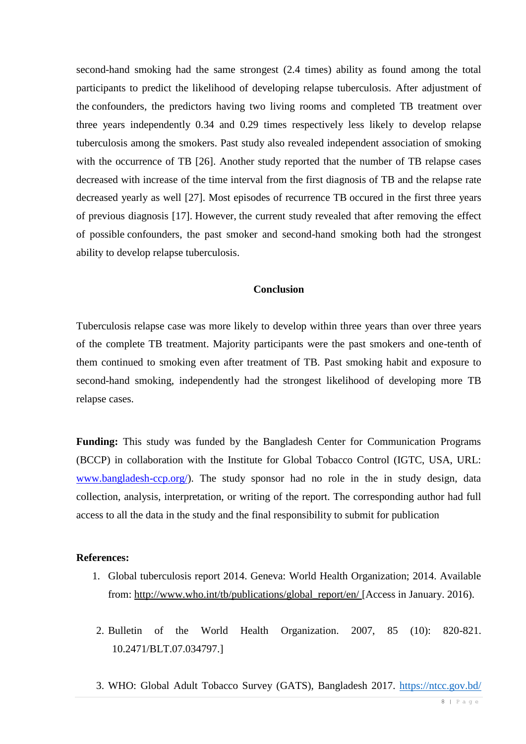second-hand smoking had the same strongest (2.4 times) ability as found among the total participants to predict the likelihood of developing relapse tuberculosis. After adjustment of the confounders, the predictors having two living rooms and completed TB treatment over three years independently 0.34 and 0.29 times respectively less likely to develop relapse tuberculosis among the smokers. Past study also revealed independent association of smoking with the occurrence of TB [26]. Another study reported that the number of TB relapse cases decreased with increase of the time interval from the first diagnosis of TB and the relapse rate decreased yearly as well [27]. Most episodes of recurrence TB occured in the first three years of previous diagnosis [17]. However, the current study revealed that after removing the effect of possible confounders, the past smoker and second-hand smoking both had the strongest ability to develop relapse tuberculosis.

## Conclusion

Tuberculosis relapse case was more likely to develop within three years than over three years of the complete TB treatment. Majority participants were the past smokers and one-tenth of them continued to smoking even after treatment of TB. Past smoking habit and exposure to second-hand smoking, independently had the strongest likelihood of developing more TB relapse cases.

**Funding:** This study was funded by the Bangladesh Center for Communication Programs (BCCP) in collaboration with the Institute for Global Tobacco Control (IGTC, USA, URL: [www.bangladesh-ccp.org/](www.bangladesh-ccp.org/)). The study sponsor had no role in the in study design, data collection, analysis, interpretation, or writing of the report. The corresponding author had full access to all the data in the study and the final responsibility to submit for publication

**References:**

1. Global tuberculosis report 2014. Geneva: World Health Organization; 2014. Available from: http://www.who.int/tb/publications/global_report/en/ [Access in January. 2016).
2. Bulletin of the World Health Organization. 2007, 85 (10): 820-821. 10.2471/BLT.07.034797.]
3. WHO: Global Adult Tobacco Survey (GATS), Bangladesh 2017. [https://ntcc.gov.bd/](https://ntcc.gov.bd/)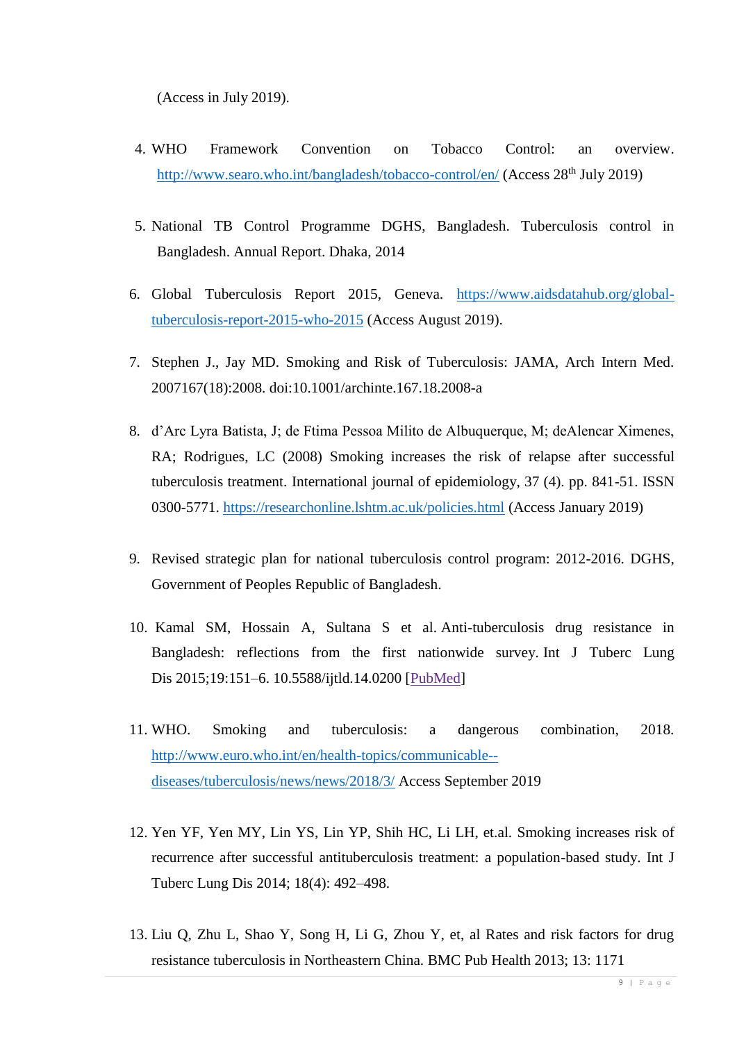(Access in July 2019).

4. WHO Framework Convention on Tobacco Control: an overview. http://www.searo.who.int/bangladesh/tobacco-control/en/ (Access 28th July 2019)

5. National TB Control Programme DGHS, Bangladesh. Tuberculosis control in Bangladesh. Annual Report. Dhaka, 2014

6. Global Tuberculosis Report 2015, Geneva. https://www.aidsdatahub.org/global-tuberculosis-report-2015-who-2015 (Access August 2019).

7. Stephen J., Jay MD. Smoking and Risk of Tuberculosis: JAMA, Arch Intern Med. 2007167(18):2008. doi:10.1001/archinte.167.18.2008-a

8. d'Arc Lyra Batista, J; de Ftima Pessoa Milito de Albuquerque, M; deAlencar Ximenes, RA; Rodrigues, LC (2008) Smoking increases the risk of relapse after successful tuberculosis treatment. International journal of epidemiology, 37 (4). pp. 841-51. ISSN 0300-5771. https://researchonline.lshtm.ac.uk/policies.html (Access January 2019)

9. Revised strategic plan for national tuberculosis control program: 2012-2016. DGHS, Government of Peoples Republic of Bangladesh.

10. Kamal SM, Hossain A, Sultana S et al. Anti-tuberculosis drug resistance in Bangladesh: reflections from the first nationwide survey. Int J Tuberc Lung Dis 2015;19:151–6. 10.5588/ijtld.14.0200 [PubMed]

11. WHO. Smoking and tuberculosis: a dangerous combination, 2018. http://www.euro.who.int/en/health-topics/communicable--diseases/tuberculosis/news/news/2018/3/ Access September 2019

12. Yen YF, Yen MY, Lin YS, Lin YP, Shih HC, Li LH, et.al. Smoking increases risk of recurrence after successful antituberculosis treatment: a population-based study. Int J Tuberc Lung Dis 2014; 18(4): 492–498.

13. Liu Q, Zhu L, Shao Y, Song H, Li G, Zhou Y, et, al Rates and risk factors for drug resistance tuberculosis in Northeastern China. BMC Pub Health 2013; 13: 1171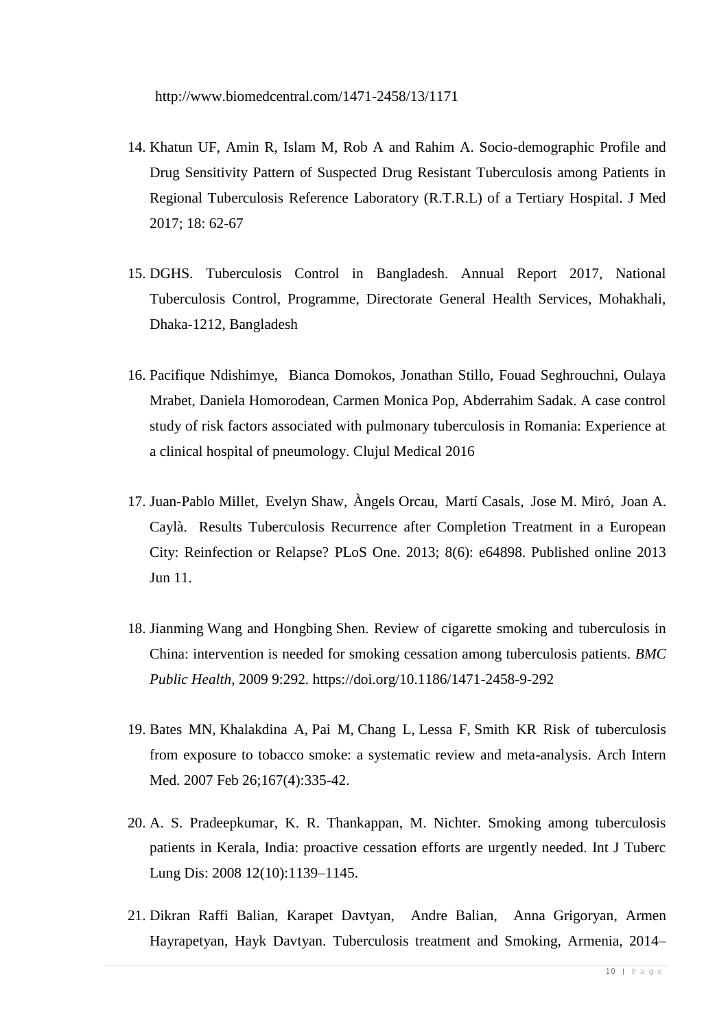http://www.biomedcentral.com/1471-2458/13/1171

14. Khatun UF, Amin R, Islam M, Rob A and Rahim A. Socio-demographic Profile and Drug Sensitivity Pattern of Suspected Drug Resistant Tuberculosis among Patients in Regional Tuberculosis Reference Laboratory (R.T.R.L) of a Tertiary Hospital. J Med 2017; 18: 62-67

15. DGHS. Tuberculosis Control in Bangladesh. Annual Report 2017, National Tuberculosis Control, Programme, Directorate General Health Services, Mohakhali, Dhaka-1212, Bangladesh

16. Pacifique Ndishimye, Bianca Domokos, Jonathan Stillo, Fouad Seghrouchni, Oulaya Mrabet, Daniela Homorodean, Carmen Monica Pop, Abderrahim Sadak. A case control study of risk factors associated with pulmonary tuberculosis in Romania: Experience at a clinical hospital of pneumology. Clujul Medical 2016

17. Juan-Pablo Millet, Evelyn Shaw, Àngels Orcau, Martí Casals, Jose M. Miró, Joan A. Caylà. Results Tuberculosis Recurrence after Completion Treatment in a European City: Reinfection or Relapse? PLoS One. 2013; 8(6): e64898. Published online 2013 Jun 11.

18. Jianming Wang and Hongbing Shen. Review of cigarette smoking and tuberculosis in China: intervention is needed for smoking cessation among tuberculosis patients. *BMC Public Health,* 2009 9:292. https://doi.org/10.1186/1471-2458-9-292

19. Bates MN, Khalakdina A, Pai M, Chang L, Lessa F, Smith KR Risk of tuberculosis from exposure to tobacco smoke: a systematic review and meta-analysis. Arch Intern Med. 2007 Feb 26;167(4):335-42.

20. A. S. Pradeepkumar, K. R. Thankappan, M. Nichter. Smoking among tuberculosis patients in Kerala, India: proactive cessation efforts are urgently needed. Int J Tuberc Lung Dis: 2008 12(10):1139–1145.

21. Dikran Raffi Balian, Karapet Davtyan, Andre Balian, Anna Grigoryan, Armen Hayrapetyan, Hayk Davtyan. Tuberculosis treatment and Smoking, Armenia, 2014–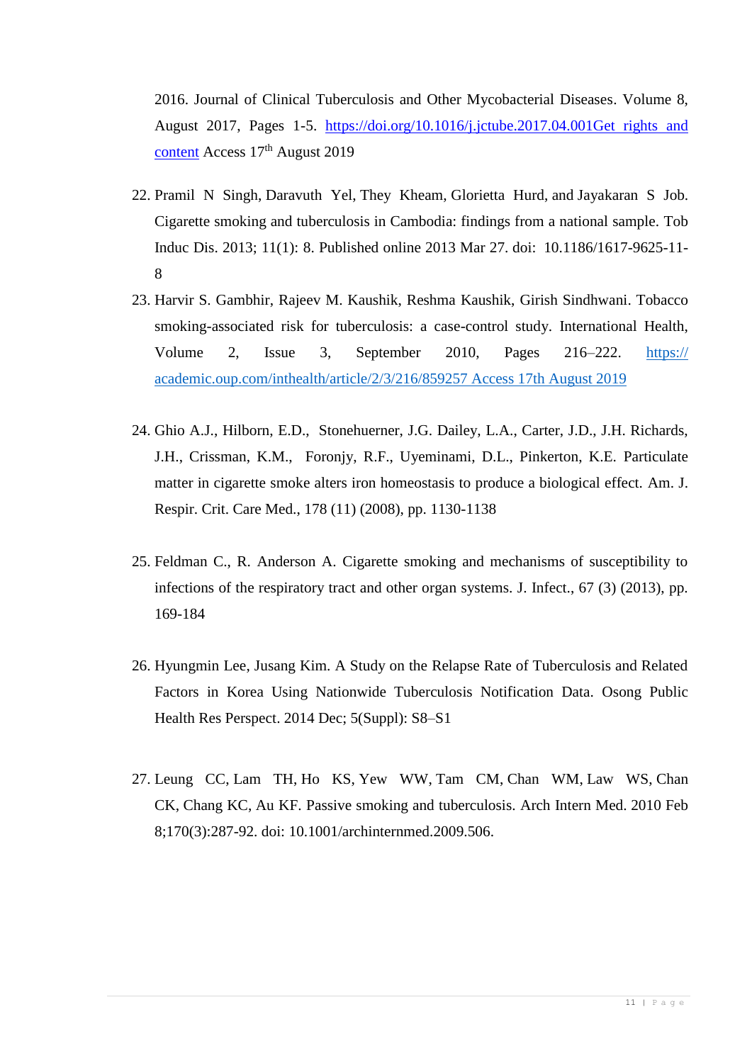2016. Journal of Clinical Tuberculosis and Other Mycobacterial Diseases. Volume 8, August 2017, Pages 1-5. [https://doi.org/10.1016/j.jctube.2017.04.001Get rights and content](https://doi.org/10.1016/j.jctube.2017.04.001) Access 17th August 2019

22. Pramil N Singh, Daravuth Yel, They Kheam, Glorietta Hurd, and Jayakaran S Job. Cigarette smoking and tuberculosis in Cambodia: findings from a national sample. Tob Induc Dis. 2013; 11(1): 8. Published online 2013 Mar 27. doi: 10.1186/1617-9625-11-8

23. Harvir S. Gambhir, Rajeev M. Kaushik, Reshma Kaushik, Girish Sindhwani. Tobacco smoking-associated risk for tuberculosis: a case-control study. International Health, Volume 2, Issue 3, September 2010, Pages 216–222. [https:// academic.oup.com/inthealth/article/2/3/216/859257 Access 17th August 2019](https://academic.oup.com/inthealth/article/2/3/216/859257)

24. Ghio A.J., Hilborn, E.D., Stonehuerner, J.G. Dailey, L.A., Carter, J.D., J.H. Richards, J.H., Crissman, K.M., Foronjy, R.F., Uyeminami, D.L., Pinkerton, K.E. Particulate matter in cigarette smoke alters iron homeostasis to produce a biological effect. Am. J. Respir. Crit. Care Med., 178 (11) (2008), pp. 1130-1138

25. Feldman C., R. Anderson A. Cigarette smoking and mechanisms of susceptibility to infections of the respiratory tract and other organ systems. J. Infect., 67 (3) (2013), pp. 169-184

26. Hyungmin Lee, Jusang Kim. A Study on the Relapse Rate of Tuberculosis and Related Factors in Korea Using Nationwide Tuberculosis Notification Data. Osong Public Health Res Perspect. 2014 Dec; 5(Suppl): S8–S1

27. Leung CC, Lam TH, Ho KS, Yew WW, Tam CM, Chan WM, Law WS, Chan CK, Chang KC, Au KF. Passive smoking and tuberculosis. Arch Intern Med. 2010 Feb 8;170(3):287-92. doi: 10.1001/archinternmed.2009.506.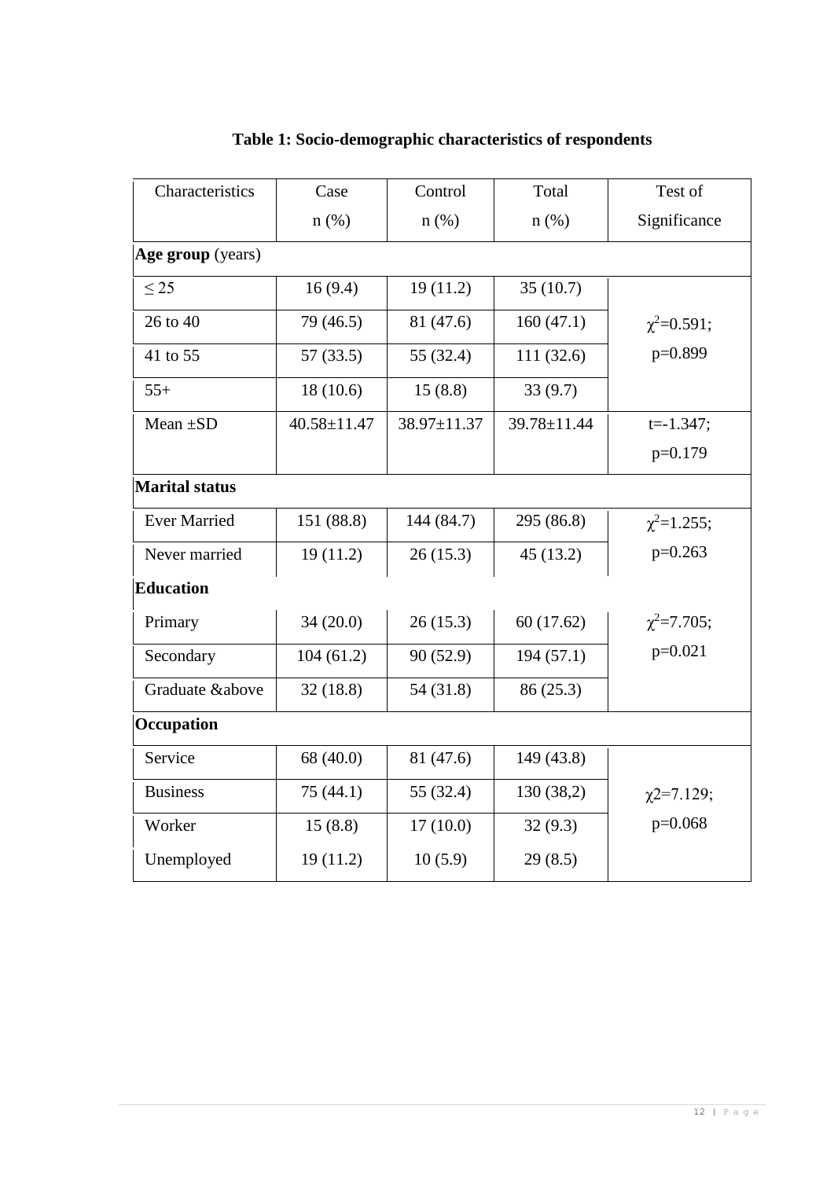**Table 1: Socio-demographic characteristics of respondents**

| Characteristics | Case n (%) | Control n (%) | Total n (%) | Test of Significance |
|---|---|---|---|---|
| **Age group** (years) | | | | |
| ≤ 25 | 16 (9.4) | 19 (11.2) | 35 (10.7) | $\chi^2$=0.591; p=0.899 |
| 26 to 40 | 79 (46.5) | 81 (47.6) | 160 (47.1) | |
| 41 to 55 | 57 (33.5) | 55 (32.4) | 111 (32.6) | |
| 55+ | 18 (10.6) | 15 (8.8) | 33 (9.7) | |
| Mean ±SD | 40.58±11.47 | 38.97±11.37 | 39.78±11.44 | t=-1.347; p=0.179 |
| **Marital status** | | | | |
| Ever Married | 151 (88.8) | 144 (84.7) | 295 (86.8) | $\chi^2$=1.255; p=0.263 |
| Never married | 19 (11.2) | 26 (15.3) | 45 (13.2) | |
| **Education** | | | | |
| Primary | 34 (20.0) | 26 (15.3) | 60 (17.62) | $\chi^2$=7.705; p=0.021 |
| Secondary | 104 (61.2) | 90 (52.9) | 194 (57.1) | |
| Graduate &above | 32 (18.8) | 54 (31.8) | 86 (25.3) | |
| **Occupation** | | | | |
| Service | 68 (40.0) | 81 (47.6) | 149 (43.8) | $\chi2$=7.129; p=0.068 |
| Business | 75 (44.1) | 55 (32.4) | 130 (38,2) | |
| Worker | 15 (8.8) | 17 (10.0) | 32 (9.3) | |
| Unemployed | 19 (11.2) | 10 (5.9) | 29 (8.5) | |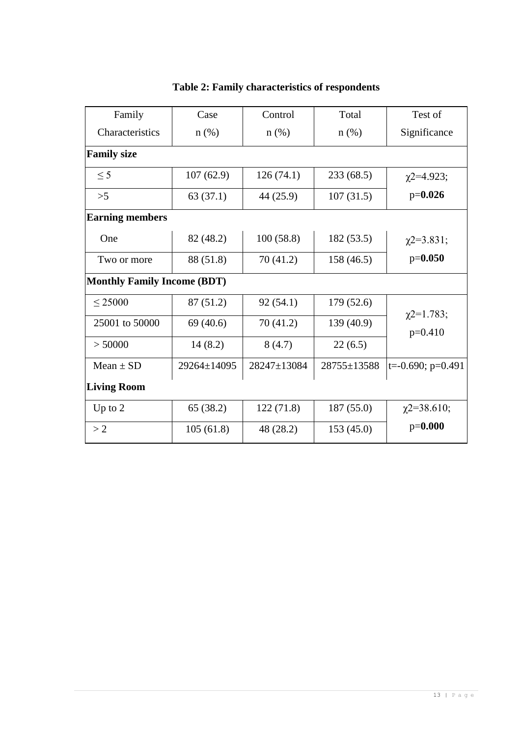**Table 2: Family characteristics of respondents**

| Family Characteristics | Case n (%) | Control n (%) | Total n (%) | Test of Significance |
|---|---|---|---|---|
| **Family size** | | | | |
| ≤ 5 | 107 (62.9) | 126 (74.1) | 233 (68.5) | $\chi2$=4.923; p=**0.026** |
| >5 | 63 (37.1) | 44 (25.9) | 107 (31.5) | |
| **Earning members** | | | | |
| One | 82 (48.2) | 100 (58.8) | 182 (53.5) | $\chi2$=3.831; p=**0.050** |
| Two or more | 88 (51.8) | 70 (41.2) | 158 (46.5) | |
| **Monthly Family Income (BDT)** | | | | |
| ≤ 25000 | 87 (51.2) | 92 (54.1) | 179 (52.6) | $\chi2$=1.783; p=0.410 |
| 25001 to 50000 | 69 (40.6) | 70 (41.2) | 139 (40.9) | |
| > 50000 | 14 (8.2) | 8 (4.7) | 22 (6.5) | |
| Mean ± SD | 29264±14095 | 28247±13084 | 28755±13588 | t=-0.690; p=0.491 |
| **Living Room** | | | | |
| Up to 2 | 65 (38.2) | 122 (71.8) | 187 (55.0) | $\chi2$=38.610; p=**0.000** |
| > 2 | 105 (61.8) | 48 (28.2) | 153 (45.0) | |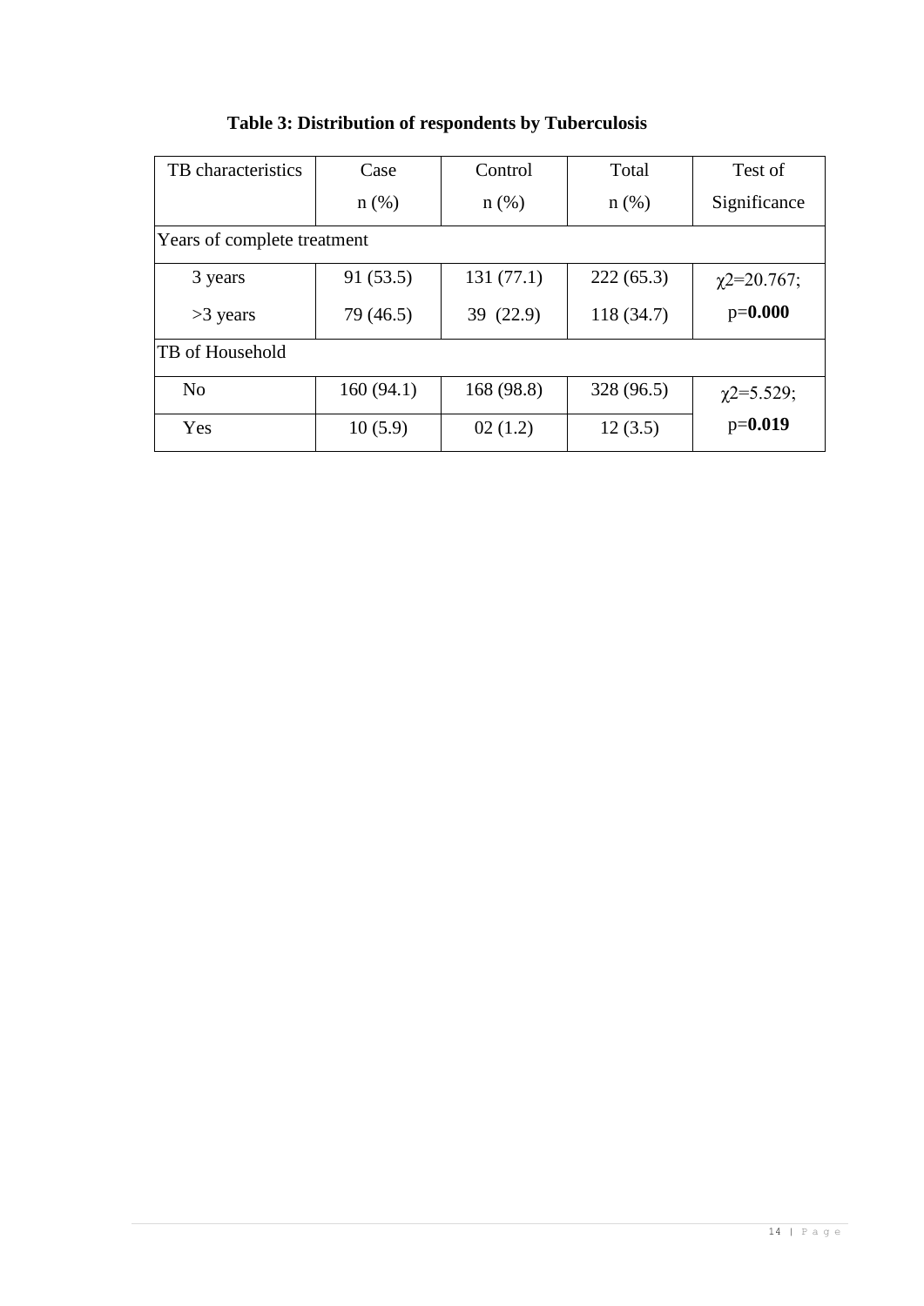**Table 3: Distribution of respondents by Tuberculosis**

| TB characteristics | Case n (%) | Control n (%) | Total n (%) | Test of Significance |
|---|---|---|---|---|
| Years of complete treatment | | | | |
| 3 years | 91 (53.5) | 131 (77.1) | 222 (65.3) | $\chi2$=20.767; |
| >3 years | 79 (46.5) | 39 (22.9) | 118 (34.7) | p=**0.000** |
| TB of Household | | | | |
| No | 160 (94.1) | 168 (98.8) | 328 (96.5) | $\chi2$=5.529; |
| Yes | 10 (5.9) | 02 (1.2) | 12 (3.5) | p=**0.019** |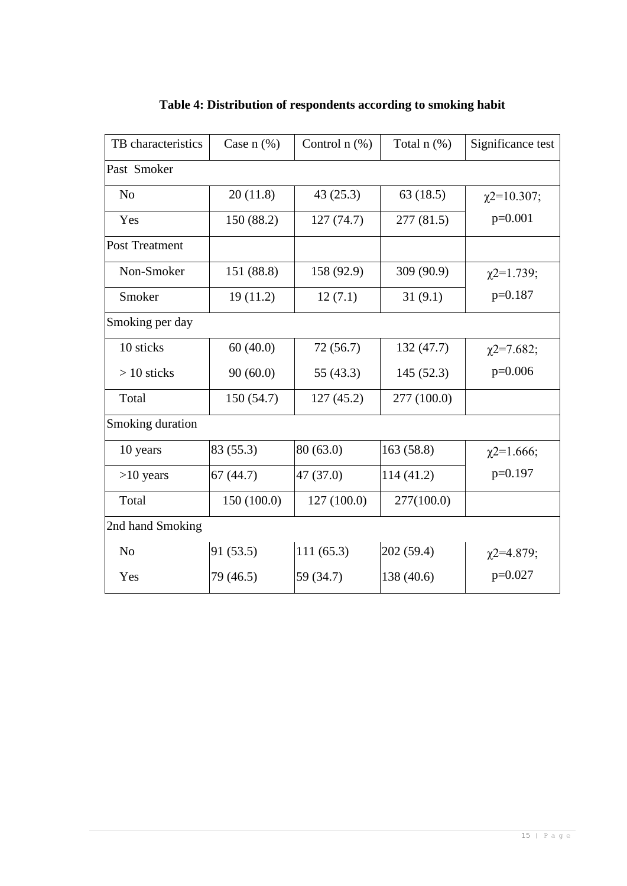**Table 4: Distribution of respondents according to smoking habit**

| TB characteristics | Case n (%) | Control n (%) | Total n (%) | Significance test |
|---|---|---|---|---|
| Past Smoker | | | | |
| No | 20 (11.8) | 43 (25.3) | 63 (18.5) | $\chi2$=10.307; p=0.001 |
| Yes | 150 (88.2) | 127 (74.7) | 277 (81.5) | |
| Post Treatment | | | | |
| Non-Smoker | 151 (88.8) | 158 (92.9) | 309 (90.9) | $\chi2$=1.739; p=0.187 |
| Smoker | 19 (11.2) | 12 (7.1) | 31 (9.1) | |
| Smoking per day | | | | |
| 10 sticks | 60 (40.0) | 72 (56.7) | 132 (47.7) | $\chi2$=7.682; p=0.006 |
| > 10 sticks | 90 (60.0) | 55 (43.3) | 145 (52.3) | |
| Total | 150 (54.7) | 127 (45.2) | 277 (100.0) | |
| Smoking duration | | | | |
| 10 years | 83 (55.3) | 80 (63.0) | 163 (58.8) | $\chi2$=1.666; p=0.197 |
| >10 years | 67 (44.7) | 47 (37.0) | 114 (41.2) | |
| Total | 150 (100.0) | 127 (100.0) | 277(100.0) | |
| 2nd hand Smoking | | | | |
| No | 91 (53.5) | 111 (65.3) | 202 (59.4) | $\chi2$=4.879; p=0.027 |
| Yes | 79 (46.5) | 59 (34.7) | 138 (40.6) | |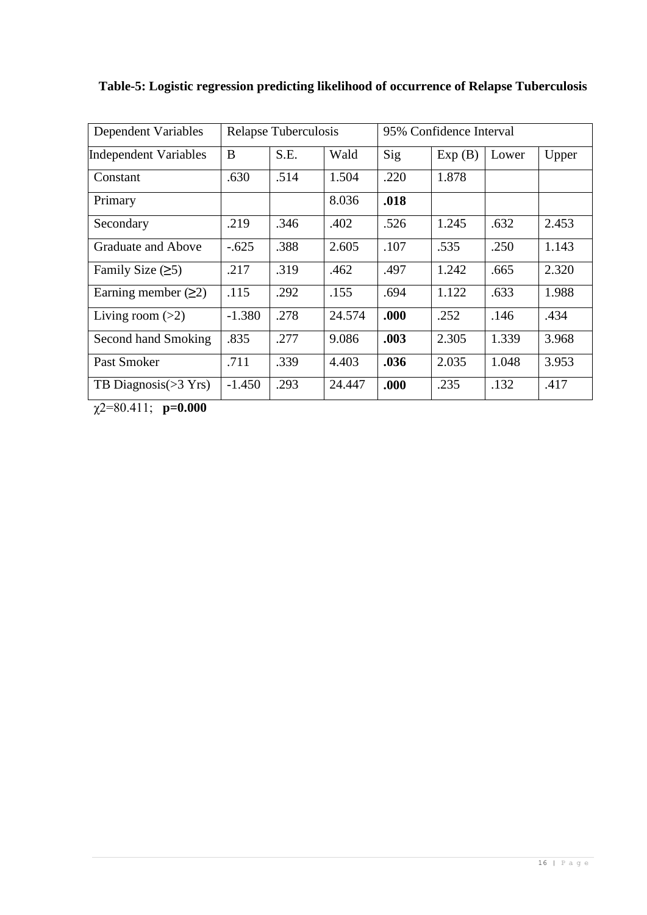**Table-5: Logistic regression predicting likelihood of occurrence of Relapse Tuberculosis**

| Dependent Variables | Relapse Tuberculosis | | | 95% Confidence Interval | | | |
|---|---|---|---|---|---|---|---|
| Independent Variables | B | S.E. | Wald | Sig | Exp (B) | Lower | Upper |
| Constant | .630 | .514 | 1.504 | .220 | 1.878 | | |
| Primary | | | 8.036 | **.018** | | | |
| Secondary | .219 | .346 | .402 | .526 | 1.245 | .632 | 2.453 |
| Graduate and Above | -.625 | .388 | 2.605 | .107 | .535 | .250 | 1.143 |
| Family Size (≥5) | .217 | .319 | .462 | .497 | 1.242 | .665 | 2.320 |
| Earning member (≥2) | .115 | .292 | .155 | .694 | 1.122 | .633 | 1.988 |
| Living room (>2) | -1.380 | .278 | 24.574 | **.000** | .252 | .146 | .434 |
| Second hand Smoking | .835 | .277 | 9.086 | **.003** | 2.305 | 1.339 | 3.968 |
| Past Smoker | .711 | .339 | 4.403 | **.036** | 2.035 | 1.048 | 3.953 |
| TB Diagnosis(>3 Yrs) | -1.450 | .293 | 24.447 | **.000** | .235 | .132 | .417 |

$\chi^2$=80.411; **p=0.000**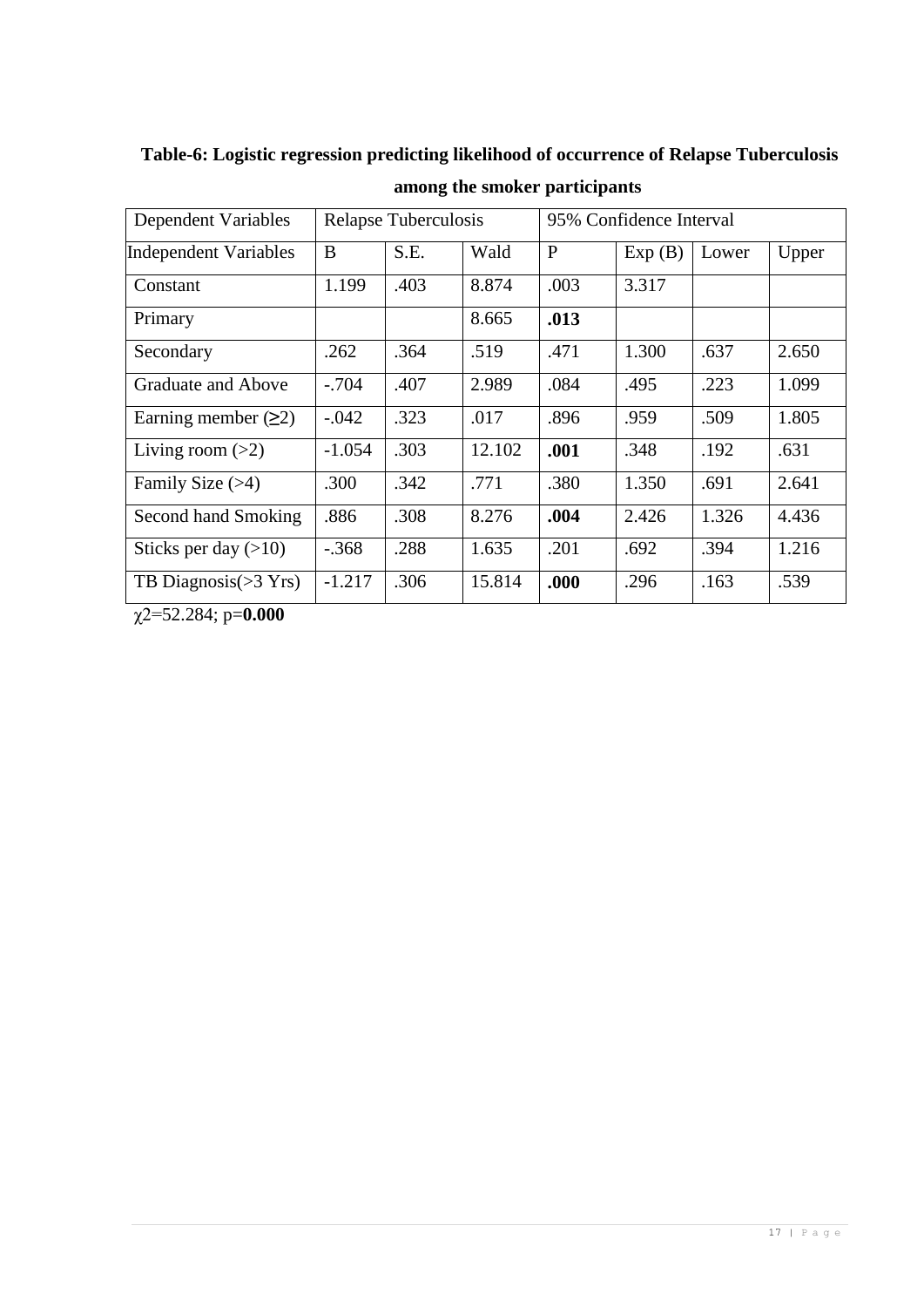**Table-6: Logistic regression predicting likelihood of occurrence of Relapse Tuberculosis among the smoker participants**

| Dependent Variables | Relapse Tuberculosis | | | 95% Confidence Interval | | | |
|---|---|---|---|---|---|---|---|
| Independent Variables | B | S.E. | Wald | P | Exp (B) | Lower | Upper |
| Constant | 1.199 | .403 | 8.874 | .003 | 3.317 | | |
| Primary | | | 8.665 | **.013** | | | |
| Secondary | .262 | .364 | .519 | .471 | 1.300 | .637 | 2.650 |
| Graduate and Above | -.704 | .407 | 2.989 | .084 | .495 | .223 | 1.099 |
| Earning member (≥2) | -.042 | .323 | .017 | .896 | .959 | .509 | 1.805 |
| Living room (>2) | -1.054 | .303 | 12.102 | **.001** | .348 | .192 | .631 |
| Family Size (>4) | .300 | .342 | .771 | .380 | 1.350 | .691 | 2.641 |
| Second hand Smoking | .886 | .308 | 8.276 | **.004** | 2.426 | 1.326 | 4.436 |
| Sticks per day (>10) | -.368 | .288 | 1.635 | .201 | .692 | .394 | 1.216 |
| TB Diagnosis(>3 Yrs) | -1.217 | .306 | 15.814 | **.000** | .296 | .163 | .539 |

$\chi^2$=52.284; p=**0.000**